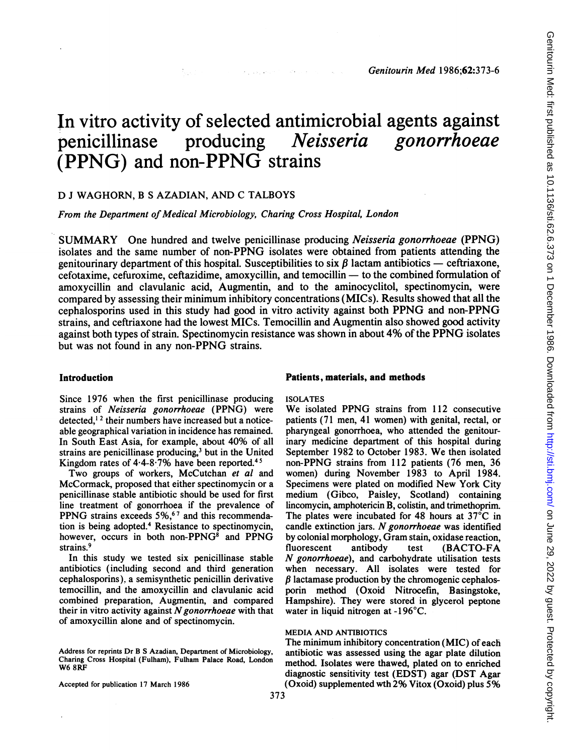# In vitro activity of selected antimicrobial agents against penicillinase producing *Neisseria gonorrhoeae* (PPNG) and non-PPNG strains

D J WAGHORN, B S AZADIAN, AND C TALBOYS

*From the Department of Medical Microbiology, Charing Cross Hospital, London*

SUMMARY One hundred and twelve penicillinase producing *Neisseria gonorrhoeae* (PPNG) isolates and the same number of non-PPNG isolates were obtained from patients attending the genitourinary department of this hospital. Susceptibilities to six β lactam antibiotics — ceftriaxone, cefotaxime, cefuroxime, ceftazidime, amoxycillin, and temocillin — to the combined formulation of amoxycillin and clavulanic acid, Augmentin, and to the aminocyclitol, spectinomycin, were compared by assessing their minimum inhibitory concentrations (MICs). Results showed that all the cephalosporins used in this study had good in vitro activity against both PPNG and non-PPNG strains, and ceftriaxone had the lowest MICs. Temocillin and Augmentin also showed good activity against both types of strain. Spectinomycin resistance was shown in about 4% of the PPNG isolates but was not found in any non-PPNG strains.

## Introduction

Since 1976 when the first penicillinase producing strains of *Neisseria gonorrhoeae* (PPNG) were detected,[1,2] their numbers have increased but a noticeable geographical variation in incidence has remained. In South East Asia, for example, about 40% of all strains are penicillinase producing,[3] but in the United Kingdom rates of 4·4-8·7% have been reported.[4,5]

Two groups of workers, McCutchan *et al* and McCormack, proposed that either spectinomycin or a penicillinase stable antibiotic should be used for first line treatment of gonorrhoea if the prevalence of PPNG strains exceeds 5%,[6,7] and this recommendation is being adopted.[4] Resistance to spectinomycin, however, occurs in both non-PPNG[8] and PPNG strains.[9]

In this study we tested six penicillinase stable antibiotics (including second and third generation cephalosporins), a semisynthetic penicillin derivative temocillin, and the amoxycillin and clavulanic acid combined preparation, Augmentin, and compared their in vitro activity against *N gonorrhoeae* with that of amoxycillin alone and of spectinomycin.

Address for reprints Dr B S Azadian, Department of Microbiology, Charing Cross Hospital (Fulham), Fulham Palace Road, London W6 8RF

Accepted for publication 17 March 1986

## Patients, materials, and methods

### ISOLATES

We isolated PPNG strains from 112 consecutive patients (71 men, 41 women) with genital, rectal, or pharyngeal gonorrhoea, who attended the genitourinary medicine department of this hospital during September 1982 to October 1983. We then isolated non-PPNG strains from 112 patients (76 men, 36 women) during November 1983 to April 1984. Specimens were plated on modified New York City medium (Gibco, Paisley, Scotland) containing lincomycin, amphotericin B, colistin, and trimethoprim. The plates were incubated for 48 hours at 37°C in candle extinction jars. *N gonorrhoeae* was identified by colonial morphology, Gram stain, oxidase reaction, fluorescent antibody test (BACTO-FA *N gonorrhoeae*), and carbohydrate utilisation tests when necessary. All isolates were tested for β lactamase production by the chromogenic cephalosporin method (Oxoid Nitrocefin, Basingstoke, Hampshire). They were stored in glycerol peptone water in liquid nitrogen at -196°C.

### MEDIA AND ANTIBIOTICS

The minimum inhibitory concentration (MIC) of each antibiotic was assessed using the agar plate dilution method. Isolates were thawed, plated on to enriched diagnostic sensitivity test (EDST) agar (DST Agar (Oxoid) supplemented wth 2% Vitox (Oxoid) plus 5%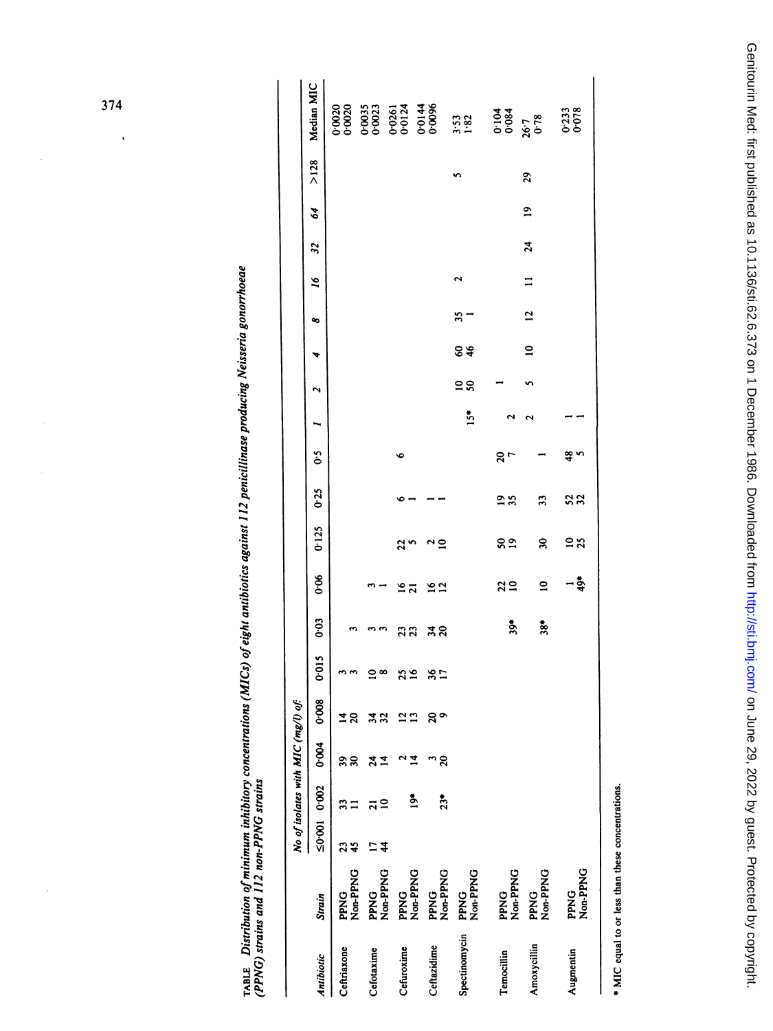TABLE *Distribution of minimum inhibitory concentrations (MICs) of eight antibiotics against 112 penicillinase producing* Neisseria gonorrhoeae *(PPNG) strains and 112 non-PPNG strains*

| Antibiotic | Strain | No of isolates with MIC (mg/l) of: | | | | | | | | | | | | | | | | | | Median MIC |
|---|---|---|---|---|---|---|---|---|---|---|---|---|---|---|---|---|---|---|---|---|
| | | ≤0·001 | 0·002 | 0·004 | 0·008 | 0·015 | 0·03 | 0·06 | 0·125 | 0·25 | 0·5 | 1 | 2 | 4 | 8 | 16 | 32 | 64 | >128 | |
| Ceftriaxone | PPNG | 23 | 33 | 39 | 14 | 3 | | | | | | | | | | | | | | 0·0020 |
| | Non-PPNG | 45 | 11 | 30 | 20 | 3 | 3 | | | | | | | | | | | | | 0·0020 |
| Cefotaxime | PPNG | 17 | 21 | 24 | 34 | 10 | 3 | 3 | | | | | | | | | | | | 0·0035 |
| | Non-PPNG | 44 | 10 | 14 | 32 | 8 | 3 | 1 | | | | | | | | | | | | 0·0023 |
| Cefuroxime | PPNG | | | 2 | 12 | 25 | 23 | 16 | 22 | 6 | 6 | | | | | | | | | 0·0261 |
| | Non-PPNG | | 19* | 14 | 13 | 16 | 23 | 21 | 5 | 1 | | | | | | | | | | 0·0124 |
| Ceftazidime | PPNG | | | 3 | 20 | 36 | 34 | 16 | 2 | 1 | | | | | | | | | | 0·0144 |
| | Non-PPNG | | 23* | 20 | 9 | 17 | 20 | 12 | 10 | 1 | | | | | | | | | | 0·0096 |
| Spectinomycin | PPNG | | | | | | | | | | | | 10 | 60 | 35 | 2 | | | 5 | 3·53 |
| | Non-PPNG | | | | | | | | | | | 15* | 50 | 46 | 1 | | | | | 1·82 |
| Temocillin | PPNG | | | | | | | 22 | 50 | 19 | 20 | | 1 | | | | | | | 0·104 |
| | Non-PPNG | | | | | | 39* | 10 | 19 | 35 | 7 | 2 | | | | | | | | 0·084 |
| Amoxycillin | PPNG | | | | | | | | | | | 2 | 5 | 10 | 12 | 11 | 24 | 19 | 29 | 26·7 |
| | Non-PPNG | | | | | | 38* | 10 | 30 | 33 | 1 | | | | | | | | | 0·78 |
| Augmentin | PPNG | | | | | | | 1 | 10 | 52 | 48 | 1 | | | | | | | | 0·233 |
| | Non-PPNG | | | | | | | 49* | 25 | 32 | 5 | 1 | | | | | | | | 0·078 |

\* MIC equal to or less than these concentrations.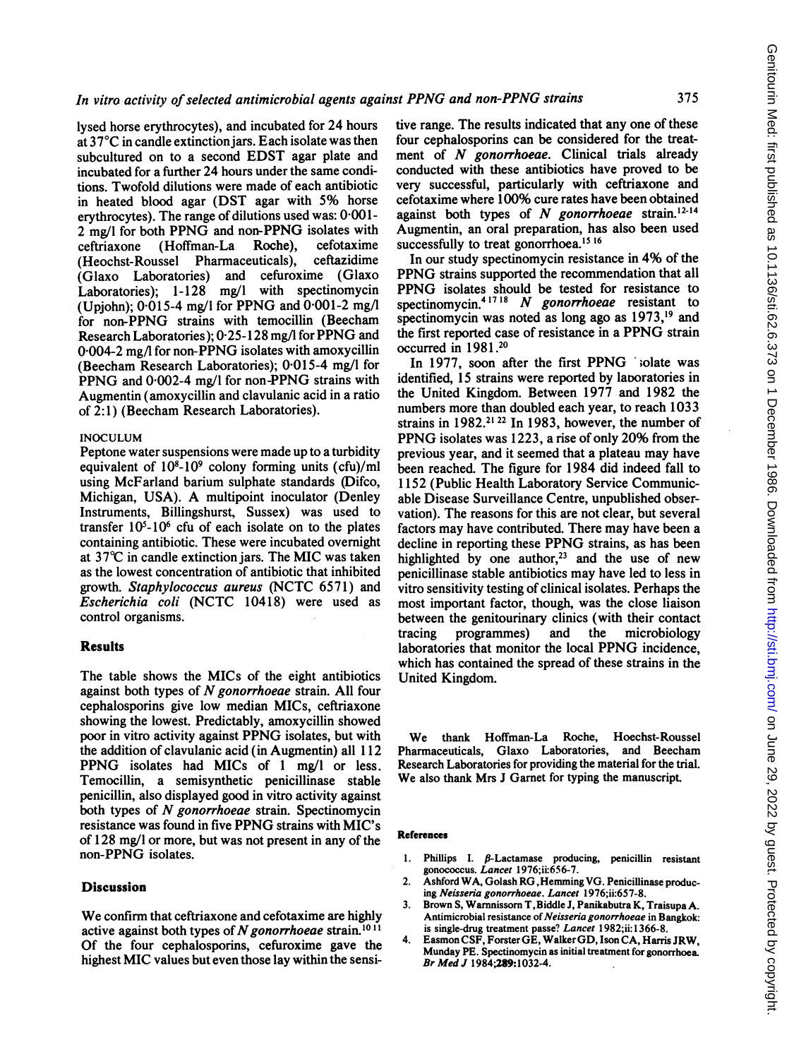lysed horse erythrocytes), and incubated for 24 hours at 37°C in candle extinction jars. Each isolate was then subcultured on to a second EDST agar plate and incubated for a further 24 hours under the same conditions. Twofold dilutions were made of each antibiotic in heated blood agar (DST agar with 5% horse erythrocytes). The range of dilutions used was: 0·001-2 mg/l for both PPNG and non-PPNG isolates with ceftriaxone (Hoffman-La Roche), cefotaxime (Heochst-Roussel Pharmaceuticals), ceftazidime (Glaxo Laboratories) and cefuroxime (Glaxo Laboratories); 1-128 mg/l with spectinomycin (Upjohn); 0·015-4 mg/l for PPNG and 0·001-2 mg/l for non-PPNG strains with temocillin (Beecham Research Laboratories); 0·25-128 mg/l for PPNG and 0·004-2 mg/l for non-PPNG isolates with amoxycillin (Beecham Research Laboratories); 0·015-4 mg/l for PPNG and 0·002-4 mg/l for non-PPNG strains with Augmentin (amoxycillin and clavulanic acid in a ratio of 2:1) (Beecham Research Laboratories).

INOCULUM

Peptone water suspensions were made up to a turbidity equivalent of $10^8$-$10^9$ colony forming units (cfu)/ml using McFarland barium sulphate standards (Difco, Michigan, USA). A multipoint inoculator (Denley Instruments, Billingshurst, Sussex) was used to transfer $10^5$-$10^6$ cfu of each isolate on to the plates containing antibiotic. These were incubated overnight at 37°C in candle extinction jars. The MIC was taken as the lowest concentration of antibiotic that inhibited growth. *Staphylococcus aureus* (NCTC 6571) and *Escherichia coli* (NCTC 10418) were used as control organisms.

## Results

The table shows the MICs of the eight antibiotics against both types of *N gonorrhoeae* strain. All four cephalosporins give low median MICs, ceftriaxone showing the lowest. Predictably, amoxycillin showed poor in vitro activity against PPNG isolates, but with the addition of clavulanic acid (in Augmentin) all 112 PPNG isolates had MICs of 1 mg/l or less. Temocillin, a semisynthetic penicillinase stable penicillin, also displayed good in vitro activity against both types of *N gonorrhoeae* strain. Spectinomycin resistance was found in five PPNG strains with MIC's of 128 mg/l or more, but was not present in any of the non-PPNG isolates.

## Discussion

We confirm that ceftriaxone and cefotaxime are highly active against both types of *N gonorrhoeae* strain.[10,11] Of the four cephalosporins, cefuroxime gave the highest MIC values but even those lay within the sensitive range. The results indicated that any one of these four cephalosporins can be considered for the treatment of *N gonorrhoeae*. Clinical trials already conducted with these antibiotics have proved to be very successful, particularly with ceftriaxone and cefotaxime where 100% cure rates have been obtained against both types of *N gonorrhoeae* strain.[12-14] Augmentin, an oral preparation, has also been used successfully to treat gonorrhoea.[15,16]

In our study spectinomycin resistance in 4% of the PPNG strains supported the recommendation that all PPNG isolates should be tested for resistance to spectinomycin.[4,17,18] *N gonorrhoeae* resistant to spectinomycin was noted as long ago as 1973,[19] and the first reported case of resistance in a PPNG strain occurred in 1981.[20]

In 1977, soon after the first PPNG isolate was identified, 15 strains were reported by laboratories in the United Kingdom. Between 1977 and 1982 the numbers more than doubled each year, to reach 1033 strains in 1982.[21,22] In 1983, however, the number of PPNG isolates was 1223, a rise of only 20% from the previous year, and it seemed that a plateau may have been reached. The figure for 1984 did indeed fall to 1152 (Public Health Laboratory Service Communicable Disease Surveillance Centre, unpublished observation). The reasons for this are not clear, but several factors may have contributed. There may have been a decline in reporting these PPNG strains, as has been highlighted by one author,[23] and the use of new penicillinase stable antibiotics may have led to less in vitro sensitivity testing of clinical isolates. Perhaps the most important factor, though, was the close liaison between the genitourinary clinics (with their contact tracing programmes) and the microbiology laboratories that monitor the local PPNG incidence, which has contained the spread of these strains in the United Kingdom.

We thank Hoffman-La Roche, Hoechst-Roussel Pharmaceuticals, Glaxo Laboratories, and Beecham Research Laboratories for providing the material for the trial. We also thank Mrs J Garnet for typing the manuscript.

## References

1. Phillips I. β-Lactamase producing, penicillin resistant gonococcus. *Lancet* 1976;ii:656-7.
2. Ashford WA, Golash RG, Hemming VG. Penicillinase producing *Neisseria gonorrhoeae*. *Lancet* 1976;ii:657-8.
3. Brown S, Warnnissorn T, Biddle J, Panikabutra K, Traisupa A. Antimicrobial resistance of *Neisseria gonorrhoeae* in Bangkok: is single-drug treatment passe? *Lancet* 1982;ii:1366-8.
4. Easmon CSF, Forster GE, Walker GD, Ison CA, Harris JRW, Munday PE. Spectinomycin as initial treatment for gonorrhoea. *Br Med J* 1984;289:1032-4.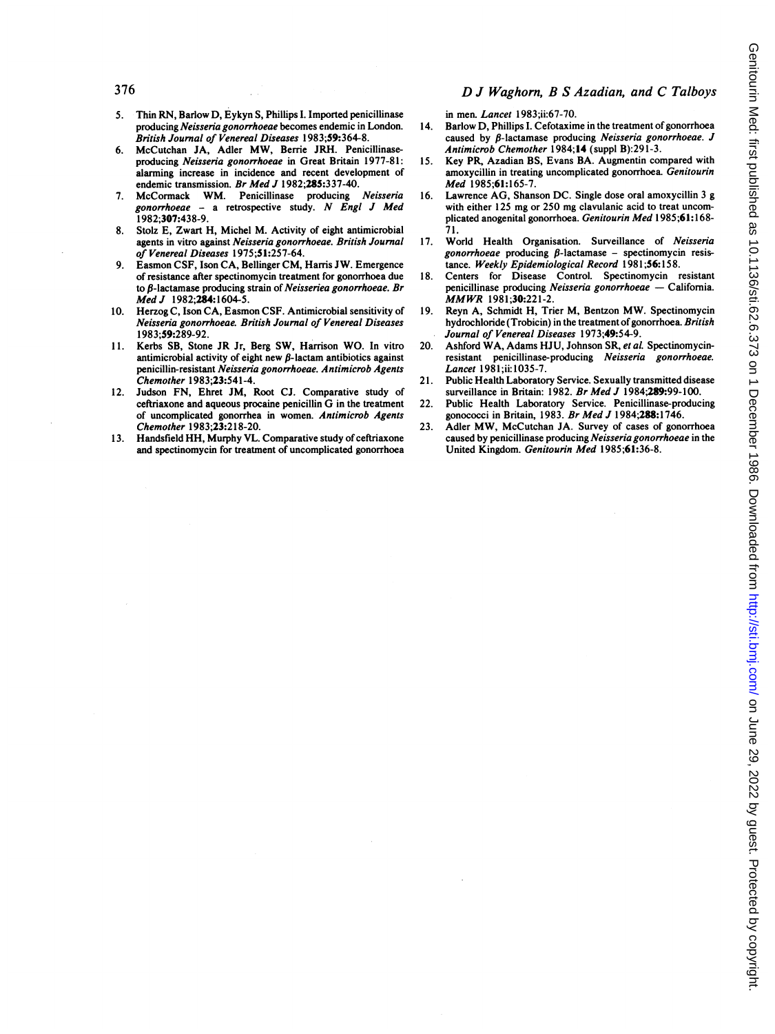5. Thin RN, Barlow D, Eykyn S, Phillips I. Imported penicillinase producing *Neisseria gonorrhoeae* becomes endemic in London. *British Journal of Venereal Diseases* 1983;**59**:364-8.
6. McCutchan JA, Adler MW, Berrie JRH. Penicillinase-producing *Neisseria gonorrhoeae* in Great Britain 1977-81: alarming increase in incidence and recent development of endemic transmission. *Br Med J* 1982;**285**:337-40.
7. McCormack WM. Penicillinase producing *Neisseria gonorrhoeae* – a retrospective study. *N Engl J Med* 1982;**307**:438-9.
8. Stolz E, Zwart H, Michel M. Activity of eight antimicrobial agents in vitro against *Neisseria gonorrhoeae. British Journal of Venereal Diseases* 1975;**51**:257-64.
9. Easmon CSF, Ison CA, Bellinger CM, Harris JW. Emergence of resistance after spectinomycin treatment for gonorrhoea due to β-lactamase producing strain of *Neisseriea gonorrhoeae. Br Med J* 1982;**284**:1604-5.
10. Herzog C, Ison CA, Easmon CSF. Antimicrobial sensitivity of *Neisseria gonorrhoeae. British Journal of Venereal Diseases* 1983;**59**:289-92.
11. Kerbs SB, Stone JR Jr, Berg SW, Harrison WO. In vitro antimicrobial activity of eight new β-lactam antibiotics against penicillin-resistant *Neisseria gonorrhoeae. Antimicrob Agents Chemother* 1983;**23**:541-4.
12. Judson FN, Ehret JM, Root CJ. Comparative study of ceftriaxone and aqueous procaine penicillin G in the treatment of uncomplicated gonorrhea in women. *Antimicrob Agents Chemother* 1983;**23**:218-20.
13. Handsfield HH, Murphy VL. Comparative study of ceftriaxone and spectinomycin for treatment of uncomplicated gonorrhoea in men. *Lancet* 1983;ii:67-70.
14. Barlow D, Phillips I. Cefotaxime in the treatment of gonorrhoea caused by β-lactamase producing *Neisseria gonorrhoeae. J Antimicrob Chemother* 1984;**14** (suppl B):291-3.
15. Key PR, Azadian BS, Evans BA. Augmentin compared with amoxycillin in treating uncomplicated gonorrhoea. *Genitourin Med* 1985;**61**:165-7.
16. Lawrence AG, Shanson DC. Single dose oral amoxycillin 3 g with either 125 mg or 250 mg clavulanic acid to treat uncomplicated anogenital gonorrhoea. *Genitourin Med* 1985;**61**:168-71.
17. World Health Organisation. Surveillance of *Neisseria gonorrhoeae* producing β-lactamase – spectinomycin resistance. *Weekly Epidemiological Record* 1981;**56**:158.
18. Centers for Disease Control. Spectinomycin resistant penicillinase producing *Neisseria gonorrhoeae* — California. *MMWR* 1981;**30**:221-2.
19. Reyn A, Schmidt H, Trier M, Bentzon MW. Spectinomycin hydrochloride (Trobicin) in the treatment of gonorrhoea. *British Journal of Venereal Diseases* 1973;**49**:54-9.
20. Ashford WA, Adams HJU, Johnson SR, *et al.* Spectinomycin-resistant penicillinase-producing *Neisseria gonorrhoeae. Lancet* 1981;ii:1035-7.
21. Public Health Laboratory Service. Sexually transmitted disease surveillance in Britain: 1982. *Br Med J* 1984;**289**:99-100.
22. Public Health Laboratory Service. Penicillinase-producing gonococci in Britain, 1983. *Br Med J* 1984;**288**:1746.
23. Adler MW, McCutchan JA. Survey of cases of gonorrhoea caused by penicillinase producing *Neisseria gonorrhoeae* in the United Kingdom. *Genitourin Med* 1985;**61**:36-8.